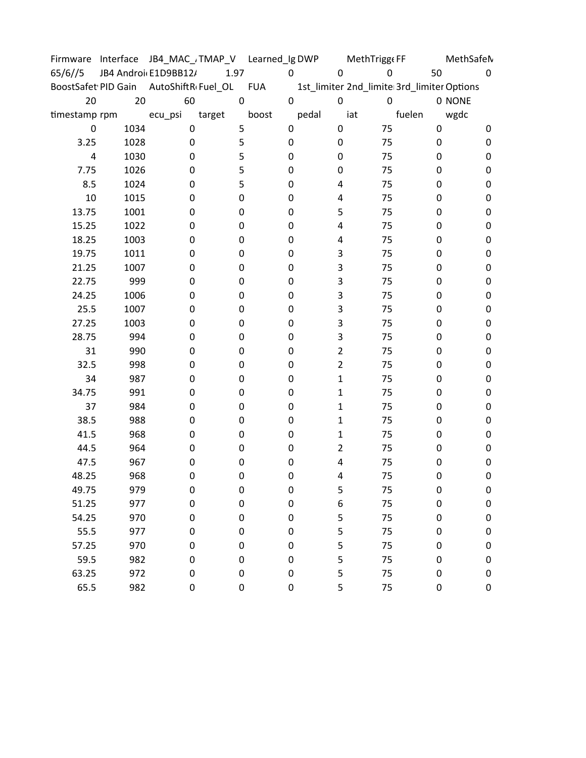| Firmware | Interface | JB4_MAC_/ | TMAP_V | Learned_Ig | DWP | MethTrigge | FF | MethSafeN |
|---|---|---|---|---|---|---|---|---|
| 65/6//5 | JB4 Androi | E1D9BB12/ | 1.97 | 0 | 0 | 0 | 50 | 0 |
| BoostSafet | PID Gain | AutoShiftR | Fuel_OL | FUA | 1st_limiter | 2nd_limite | 3rd_limiter | Options |
| 20 | 20 | 60 | 0 | 0 | 0 | 0 | 0 | NONE |
| timestamp | rpm | ecu_psi | target | boost | pedal | iat | fuelen | wgdc |
| 0 | 1034 | 0 | 5 | 0 | 0 | 75 | 0 | 0 |
| 3.25 | 1028 | 0 | 5 | 0 | 0 | 75 | 0 | 0 |
| 4 | 1030 | 0 | 5 | 0 | 0 | 75 | 0 | 0 |
| 7.75 | 1026 | 0 | 5 | 0 | 0 | 75 | 0 | 0 |
| 8.5 | 1024 | 0 | 5 | 0 | 4 | 75 | 0 | 0 |
| 10 | 1015 | 0 | 0 | 0 | 4 | 75 | 0 | 0 |
| 13.75 | 1001 | 0 | 0 | 0 | 5 | 75 | 0 | 0 |
| 15.25 | 1022 | 0 | 0 | 0 | 4 | 75 | 0 | 0 |
| 18.25 | 1003 | 0 | 0 | 0 | 4 | 75 | 0 | 0 |
| 19.75 | 1011 | 0 | 0 | 0 | 3 | 75 | 0 | 0 |
| 21.25 | 1007 | 0 | 0 | 0 | 3 | 75 | 0 | 0 |
| 22.75 | 999 | 0 | 0 | 0 | 3 | 75 | 0 | 0 |
| 24.25 | 1006 | 0 | 0 | 0 | 3 | 75 | 0 | 0 |
| 25.5 | 1007 | 0 | 0 | 0 | 3 | 75 | 0 | 0 |
| 27.25 | 1003 | 0 | 0 | 0 | 3 | 75 | 0 | 0 |
| 28.75 | 994 | 0 | 0 | 0 | 3 | 75 | 0 | 0 |
| 31 | 990 | 0 | 0 | 0 | 2 | 75 | 0 | 0 |
| 32.5 | 998 | 0 | 0 | 0 | 2 | 75 | 0 | 0 |
| 34 | 987 | 0 | 0 | 0 | 1 | 75 | 0 | 0 |
| 34.75 | 991 | 0 | 0 | 0 | 1 | 75 | 0 | 0 |
| 37 | 984 | 0 | 0 | 0 | 1 | 75 | 0 | 0 |
| 38.5 | 988 | 0 | 0 | 0 | 1 | 75 | 0 | 0 |
| 41.5 | 968 | 0 | 0 | 0 | 1 | 75 | 0 | 0 |
| 44.5 | 964 | 0 | 0 | 0 | 2 | 75 | 0 | 0 |
| 47.5 | 967 | 0 | 0 | 0 | 4 | 75 | 0 | 0 |
| 48.25 | 968 | 0 | 0 | 0 | 4 | 75 | 0 | 0 |
| 49.75 | 979 | 0 | 0 | 0 | 5 | 75 | 0 | 0 |
| 51.25 | 977 | 0 | 0 | 0 | 6 | 75 | 0 | 0 |
| 54.25 | 970 | 0 | 0 | 0 | 5 | 75 | 0 | 0 |
| 55.5 | 977 | 0 | 0 | 0 | 5 | 75 | 0 | 0 |
| 57.25 | 970 | 0 | 0 | 0 | 5 | 75 | 0 | 0 |
| 59.5 | 982 | 0 | 0 | 0 | 5 | 75 | 0 | 0 |
| 63.25 | 972 | 0 | 0 | 0 | 5 | 75 | 0 | 0 |
| 65.5 | 982 | 0 | 0 | 0 | 5 | 75 | 0 | 0 |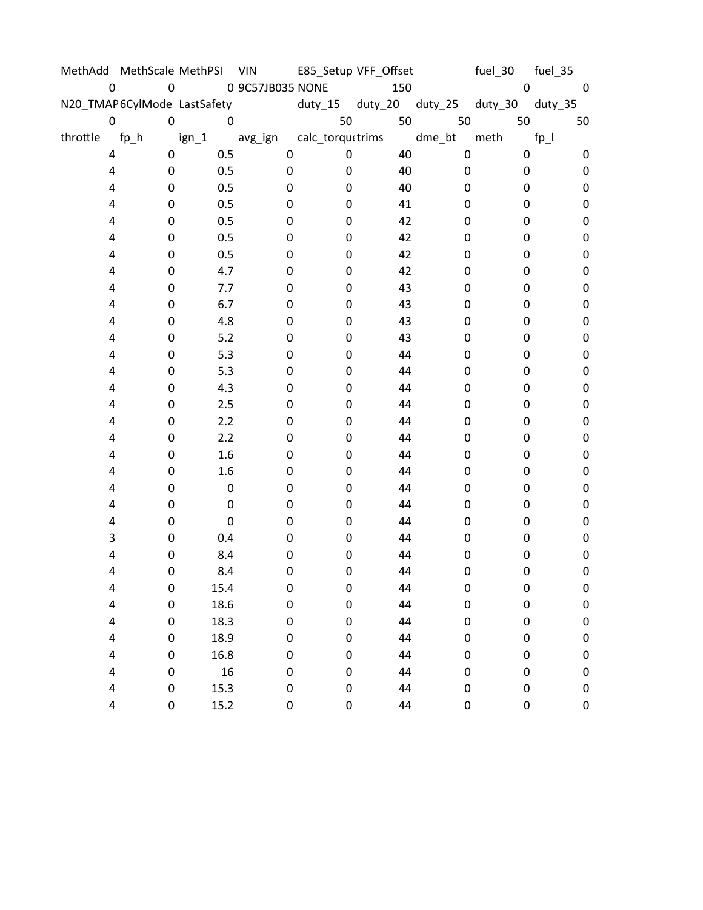| MethAdd | MethScale | MethPSI | VIN | E85_Setup | VFF_Offset | | fuel_30 | fuel_35 |
|---|---|---|---|---|---|---|---|---|
| 0 | 0 | 0 | 9C57JB035 | NONE | 150 | | 0 | 0 |
| N20_TMAP | 6CylMode | LastSafety | | duty_15 | duty_20 | duty_25 | duty_30 | duty_35 |
| 0 | 0 | 0 | | 50 | 50 | 50 | 50 | 50 |
| throttle | fp_h | ign_1 | avg_ign | calc_torque | trims | dme_bt | meth | fp_l |
| 4 | 0 | 0.5 | 0 | 0 | 40 | 0 | 0 | 0 |
| 4 | 0 | 0.5 | 0 | 0 | 40 | 0 | 0 | 0 |
| 4 | 0 | 0.5 | 0 | 0 | 40 | 0 | 0 | 0 |
| 4 | 0 | 0.5 | 0 | 0 | 41 | 0 | 0 | 0 |
| 4 | 0 | 0.5 | 0 | 0 | 42 | 0 | 0 | 0 |
| 4 | 0 | 0.5 | 0 | 0 | 42 | 0 | 0 | 0 |
| 4 | 0 | 0.5 | 0 | 0 | 42 | 0 | 0 | 0 |
| 4 | 0 | 4.7 | 0 | 0 | 42 | 0 | 0 | 0 |
| 4 | 0 | 7.7 | 0 | 0 | 43 | 0 | 0 | 0 |
| 4 | 0 | 6.7 | 0 | 0 | 43 | 0 | 0 | 0 |
| 4 | 0 | 4.8 | 0 | 0 | 43 | 0 | 0 | 0 |
| 4 | 0 | 5.2 | 0 | 0 | 43 | 0 | 0 | 0 |
| 4 | 0 | 5.3 | 0 | 0 | 44 | 0 | 0 | 0 |
| 4 | 0 | 5.3 | 0 | 0 | 44 | 0 | 0 | 0 |
| 4 | 0 | 4.3 | 0 | 0 | 44 | 0 | 0 | 0 |
| 4 | 0 | 2.5 | 0 | 0 | 44 | 0 | 0 | 0 |
| 4 | 0 | 2.2 | 0 | 0 | 44 | 0 | 0 | 0 |
| 4 | 0 | 2.2 | 0 | 0 | 44 | 0 | 0 | 0 |
| 4 | 0 | 1.6 | 0 | 0 | 44 | 0 | 0 | 0 |
| 4 | 0 | 1.6 | 0 | 0 | 44 | 0 | 0 | 0 |
| 4 | 0 | 0 | 0 | 0 | 44 | 0 | 0 | 0 |
| 4 | 0 | 0 | 0 | 0 | 44 | 0 | 0 | 0 |
| 4 | 0 | 0 | 0 | 0 | 44 | 0 | 0 | 0 |
| 3 | 0 | 0.4 | 0 | 0 | 44 | 0 | 0 | 0 |
| 4 | 0 | 8.4 | 0 | 0 | 44 | 0 | 0 | 0 |
| 4 | 0 | 8.4 | 0 | 0 | 44 | 0 | 0 | 0 |
| 4 | 0 | 15.4 | 0 | 0 | 44 | 0 | 0 | 0 |
| 4 | 0 | 18.6 | 0 | 0 | 44 | 0 | 0 | 0 |
| 4 | 0 | 18.3 | 0 | 0 | 44 | 0 | 0 | 0 |
| 4 | 0 | 18.9 | 0 | 0 | 44 | 0 | 0 | 0 |
| 4 | 0 | 16.8 | 0 | 0 | 44 | 0 | 0 | 0 |
| 4 | 0 | 16 | 0 | 0 | 44 | 0 | 0 | 0 |
| 4 | 0 | 15.3 | 0 | 0 | 44 | 0 | 0 | 0 |
| 4 | 0 | 15.2 | 0 | 0 | 44 | 0 | 0 | 0 |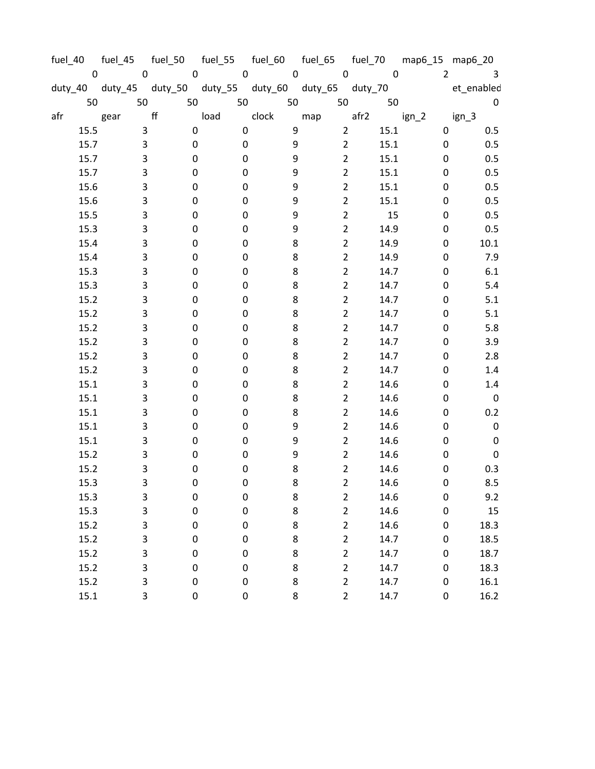| fuel_40 | fuel_45 | fuel_50 | fuel_55 | fuel_60 | fuel_65 | fuel_70 | map6_15 | map6_20 |
|---|---|---|---|---|---|---|---|---|
| 0 | 0 | 0 | 0 | 0 | 0 | 0 | 2 | 3 |
| duty_40 | duty_45 | duty_50 | duty_55 | duty_60 | duty_65 | duty_70 | | et_enabled |
| 50 | 50 | 50 | 50 | 50 | 50 | 50 | | 0 |
| afr | gear | ff | load | clock | map | afr2 | ign_2 | ign_3 |
| 15.5 | 3 | 0 | 0 | 9 | 2 | 15.1 | 0 | 0.5 |
| 15.7 | 3 | 0 | 0 | 9 | 2 | 15.1 | 0 | 0.5 |
| 15.7 | 3 | 0 | 0 | 9 | 2 | 15.1 | 0 | 0.5 |
| 15.7 | 3 | 0 | 0 | 9 | 2 | 15.1 | 0 | 0.5 |
| 15.6 | 3 | 0 | 0 | 9 | 2 | 15.1 | 0 | 0.5 |
| 15.6 | 3 | 0 | 0 | 9 | 2 | 15.1 | 0 | 0.5 |
| 15.5 | 3 | 0 | 0 | 9 | 2 | 15 | 0 | 0.5 |
| 15.3 | 3 | 0 | 0 | 9 | 2 | 14.9 | 0 | 0.5 |
| 15.4 | 3 | 0 | 0 | 8 | 2 | 14.9 | 0 | 10.1 |
| 15.4 | 3 | 0 | 0 | 8 | 2 | 14.9 | 0 | 7.9 |
| 15.3 | 3 | 0 | 0 | 8 | 2 | 14.7 | 0 | 6.1 |
| 15.3 | 3 | 0 | 0 | 8 | 2 | 14.7 | 0 | 5.4 |
| 15.2 | 3 | 0 | 0 | 8 | 2 | 14.7 | 0 | 5.1 |
| 15.2 | 3 | 0 | 0 | 8 | 2 | 14.7 | 0 | 5.1 |
| 15.2 | 3 | 0 | 0 | 8 | 2 | 14.7 | 0 | 5.8 |
| 15.2 | 3 | 0 | 0 | 8 | 2 | 14.7 | 0 | 3.9 |
| 15.2 | 3 | 0 | 0 | 8 | 2 | 14.7 | 0 | 2.8 |
| 15.2 | 3 | 0 | 0 | 8 | 2 | 14.7 | 0 | 1.4 |
| 15.1 | 3 | 0 | 0 | 8 | 2 | 14.6 | 0 | 1.4 |
| 15.1 | 3 | 0 | 0 | 8 | 2 | 14.6 | 0 | 0 |
| 15.1 | 3 | 0 | 0 | 8 | 2 | 14.6 | 0 | 0.2 |
| 15.1 | 3 | 0 | 0 | 9 | 2 | 14.6 | 0 | 0 |
| 15.1 | 3 | 0 | 0 | 9 | 2 | 14.6 | 0 | 0 |
| 15.2 | 3 | 0 | 0 | 9 | 2 | 14.6 | 0 | 0 |
| 15.2 | 3 | 0 | 0 | 8 | 2 | 14.6 | 0 | 0.3 |
| 15.3 | 3 | 0 | 0 | 8 | 2 | 14.6 | 0 | 8.5 |
| 15.3 | 3 | 0 | 0 | 8 | 2 | 14.6 | 0 | 9.2 |
| 15.3 | 3 | 0 | 0 | 8 | 2 | 14.6 | 0 | 15 |
| 15.2 | 3 | 0 | 0 | 8 | 2 | 14.6 | 0 | 18.3 |
| 15.2 | 3 | 0 | 0 | 8 | 2 | 14.7 | 0 | 18.5 |
| 15.2 | 3 | 0 | 0 | 8 | 2 | 14.7 | 0 | 18.7 |
| 15.2 | 3 | 0 | 0 | 8 | 2 | 14.7 | 0 | 18.3 |
| 15.2 | 3 | 0 | 0 | 8 | 2 | 14.7 | 0 | 16.1 |
| 15.1 | 3 | 0 | 0 | 8 | 2 | 14.7 | 0 | 16.2 |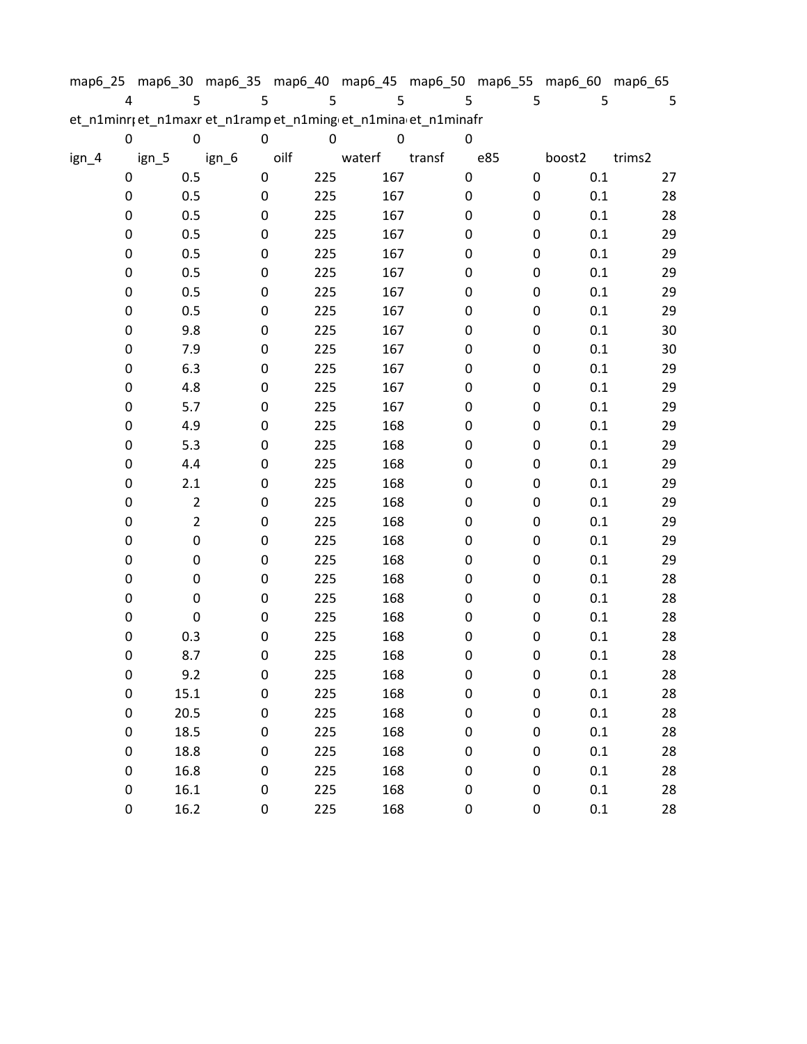| map6_25 | map6_30 | map6_35 | map6_40 | map6_45 | map6_50 | map6_55 | map6_60 | map6_65 |
|---|---|---|---|---|---|---|---|---|
| 4 | 5 | 5 | 5 | 5 | 5 | 5 | 5 | 5 |

| et_n1minr | et_n1maxr | et_n1ramp | et_n1ming | et_n1mina | et_n1minafr |
|---|---|---|---|---|---|
| 0 | 0 | 0 | 0 | 0 | 0 |

| ign_4 | ign_5 | ign_6 | oilf | waterf | transf | e85 | boost2 | trims2 |
|---|---|---|---|---|---|---|---|---|
| 0 | 0.5 | 0 | 225 | 167 | 0 | 0 | 0.1 | 27 |
| 0 | 0.5 | 0 | 225 | 167 | 0 | 0 | 0.1 | 28 |
| 0 | 0.5 | 0 | 225 | 167 | 0 | 0 | 0.1 | 28 |
| 0 | 0.5 | 0 | 225 | 167 | 0 | 0 | 0.1 | 29 |
| 0 | 0.5 | 0 | 225 | 167 | 0 | 0 | 0.1 | 29 |
| 0 | 0.5 | 0 | 225 | 167 | 0 | 0 | 0.1 | 29 |
| 0 | 0.5 | 0 | 225 | 167 | 0 | 0 | 0.1 | 29 |
| 0 | 0.5 | 0 | 225 | 167 | 0 | 0 | 0.1 | 29 |
| 0 | 9.8 | 0 | 225 | 167 | 0 | 0 | 0.1 | 30 |
| 0 | 7.9 | 0 | 225 | 167 | 0 | 0 | 0.1 | 30 |
| 0 | 6.3 | 0 | 225 | 167 | 0 | 0 | 0.1 | 29 |
| 0 | 4.8 | 0 | 225 | 167 | 0 | 0 | 0.1 | 29 |
| 0 | 5.7 | 0 | 225 | 167 | 0 | 0 | 0.1 | 29 |
| 0 | 4.9 | 0 | 225 | 168 | 0 | 0 | 0.1 | 29 |
| 0 | 5.3 | 0 | 225 | 168 | 0 | 0 | 0.1 | 29 |
| 0 | 4.4 | 0 | 225 | 168 | 0 | 0 | 0.1 | 29 |
| 0 | 2.1 | 0 | 225 | 168 | 0 | 0 | 0.1 | 29 |
| 0 | 2 | 0 | 225 | 168 | 0 | 0 | 0.1 | 29 |
| 0 | 2 | 0 | 225 | 168 | 0 | 0 | 0.1 | 29 |
| 0 | 0 | 0 | 225 | 168 | 0 | 0 | 0.1 | 29 |
| 0 | 0 | 0 | 225 | 168 | 0 | 0 | 0.1 | 29 |
| 0 | 0 | 0 | 225 | 168 | 0 | 0 | 0.1 | 28 |
| 0 | 0 | 0 | 225 | 168 | 0 | 0 | 0.1 | 28 |
| 0 | 0 | 0 | 225 | 168 | 0 | 0 | 0.1 | 28 |
| 0 | 0.3 | 0 | 225 | 168 | 0 | 0 | 0.1 | 28 |
| 0 | 8.7 | 0 | 225 | 168 | 0 | 0 | 0.1 | 28 |
| 0 | 9.2 | 0 | 225 | 168 | 0 | 0 | 0.1 | 28 |
| 0 | 15.1 | 0 | 225 | 168 | 0 | 0 | 0.1 | 28 |
| 0 | 20.5 | 0 | 225 | 168 | 0 | 0 | 0.1 | 28 |
| 0 | 18.5 | 0 | 225 | 168 | 0 | 0 | 0.1 | 28 |
| 0 | 18.8 | 0 | 225 | 168 | 0 | 0 | 0.1 | 28 |
| 0 | 16.8 | 0 | 225 | 168 | 0 | 0 | 0.1 | 28 |
| 0 | 16.1 | 0 | 225 | 168 | 0 | 0 | 0.1 | 28 |
| 0 | 16.2 | 0 | 225 | 168 | 0 | 0 | 0.1 | 28 |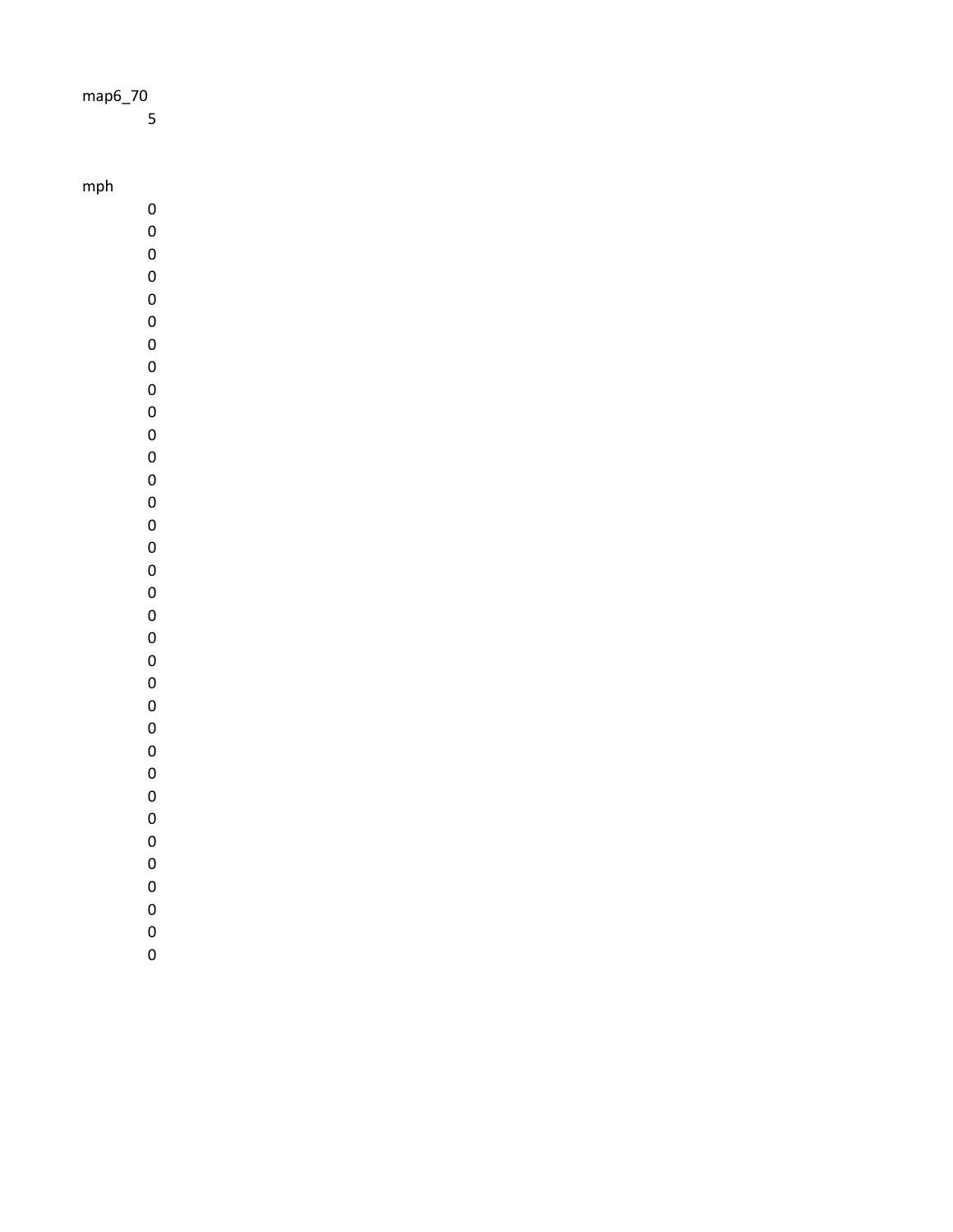| | |
|---|---|
| map6_70 | |
| | 5 |
| | |
| | |
| mph | |
| | 0 |
| | 0 |
| | 0 |
| | 0 |
| | 0 |
| | 0 |
| | 0 |
| | 0 |
| | 0 |
| | 0 |
| | 0 |
| | 0 |
| | 0 |
| | 0 |
| | 0 |
| | 0 |
| | 0 |
| | 0 |
| | 0 |
| | 0 |
| | 0 |
| | 0 |
| | 0 |
| | 0 |
| | 0 |
| | 0 |
| | 0 |
| | 0 |
| | 0 |
| | 0 |
| | 0 |
| | 0 |
| | 0 |
| | 0 |